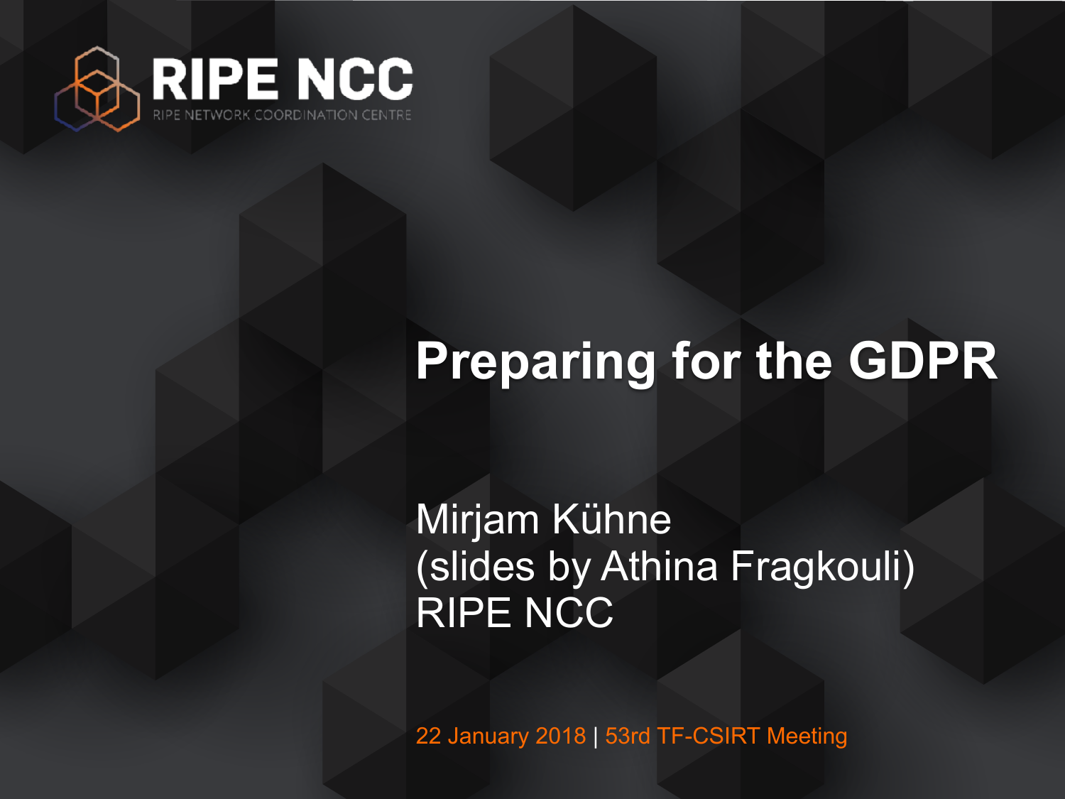RIPE NCC

RIPE NETWORK COORDINATION CENTRE

# Preparing for the GDPR

Mirjam Kühne
(slides by Athina Fragkouli)
RIPE NCC

22 January 2018 | 53rd TF-CSIRT Meeting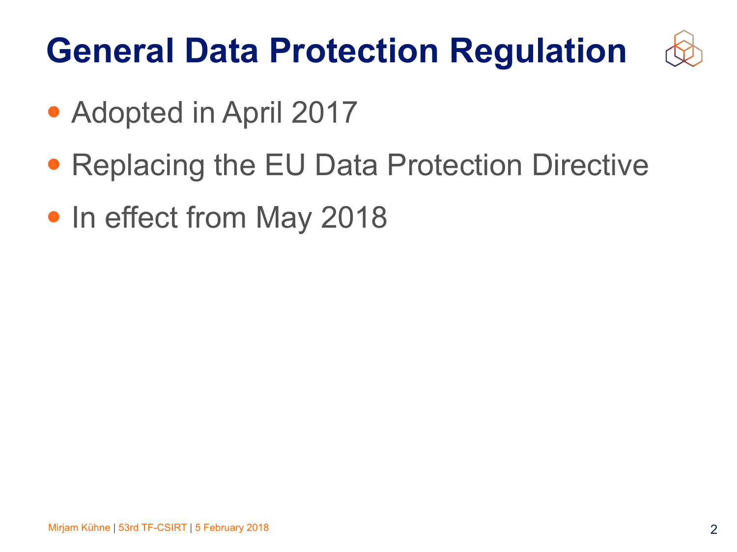# General Data Protection Regulation

- Adopted in April 2017
- Replacing the EU Data Protection Directive
- In effect from May 2018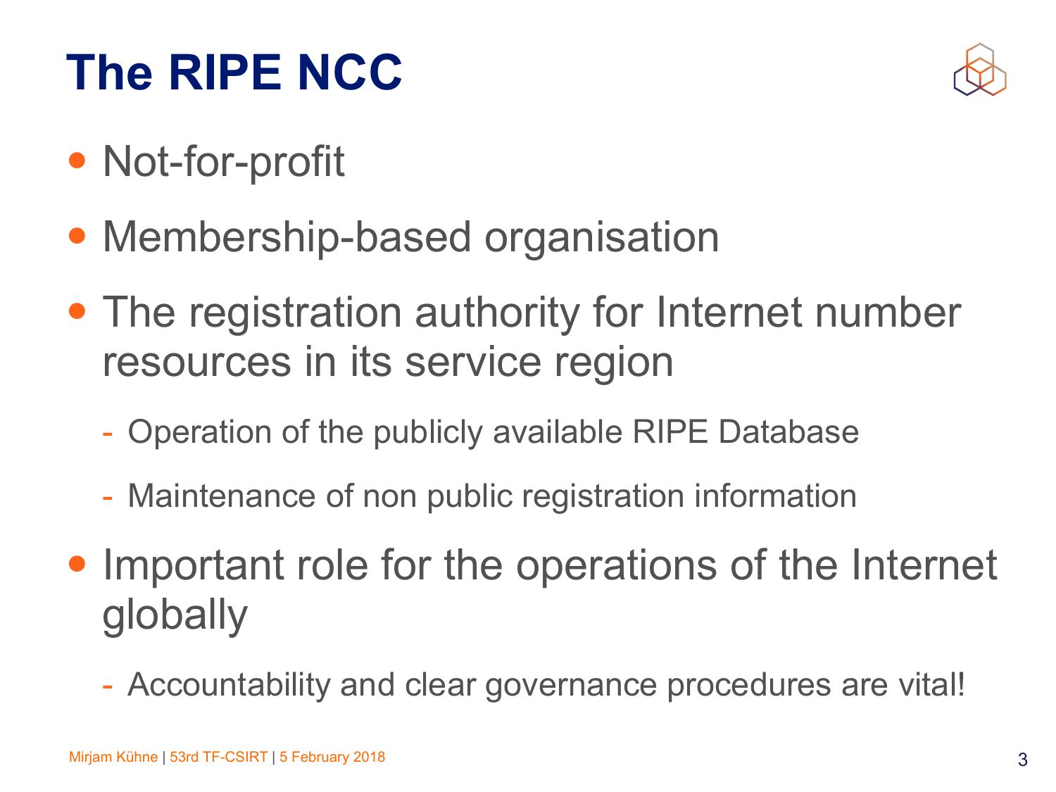# The RIPE NCC

- Not-for-profit
- Membership-based organisation
- The registration authority for Internet number resources in its service region
  - Operation of the publicly available RIPE Database
  - Maintenance of non public registration information
- Important role for the operations of the Internet globally
  - Accountability and clear governance procedures are vital!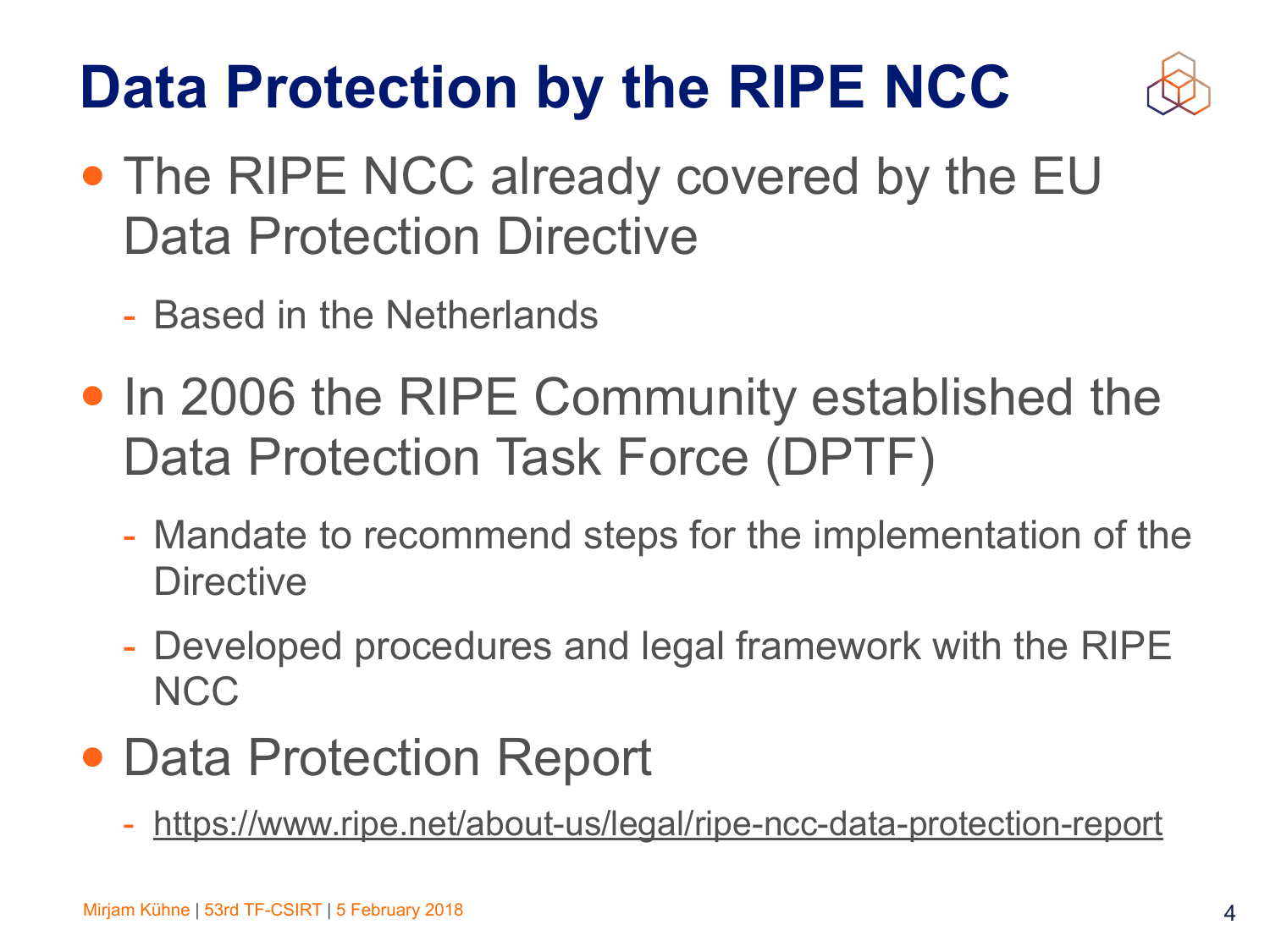# Data Protection by the RIPE NCC

- The RIPE NCC already covered by the EU Data Protection Directive
  - Based in the Netherlands
- In 2006 the RIPE Community established the Data Protection Task Force (DPTF)
  - Mandate to recommend steps for the implementation of the Directive
  - Developed procedures and legal framework with the RIPE NCC
- Data Protection Report
  - https://www.ripe.net/about-us/legal/ripe-ncc-data-protection-report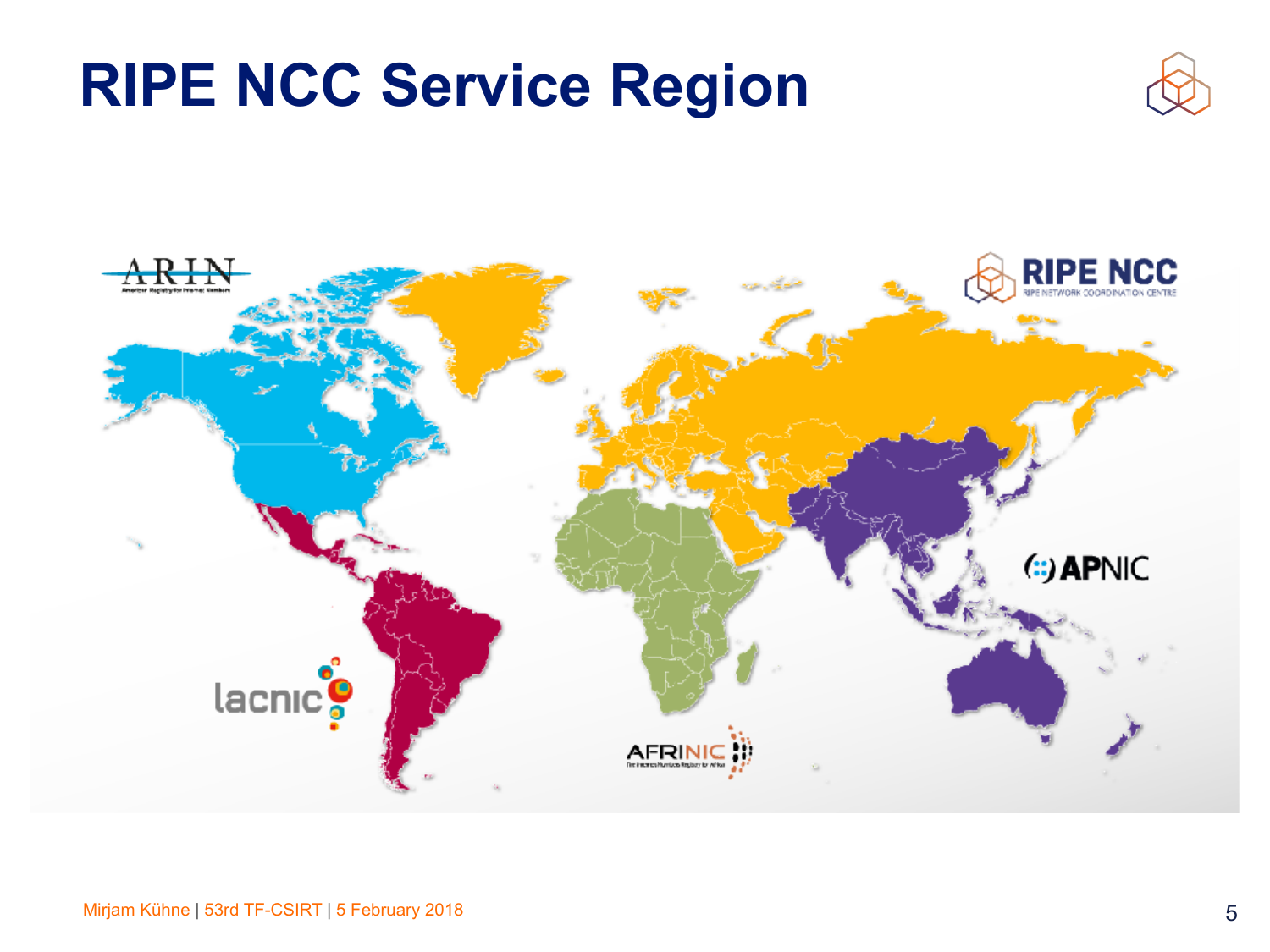# RIPE NCC Service Region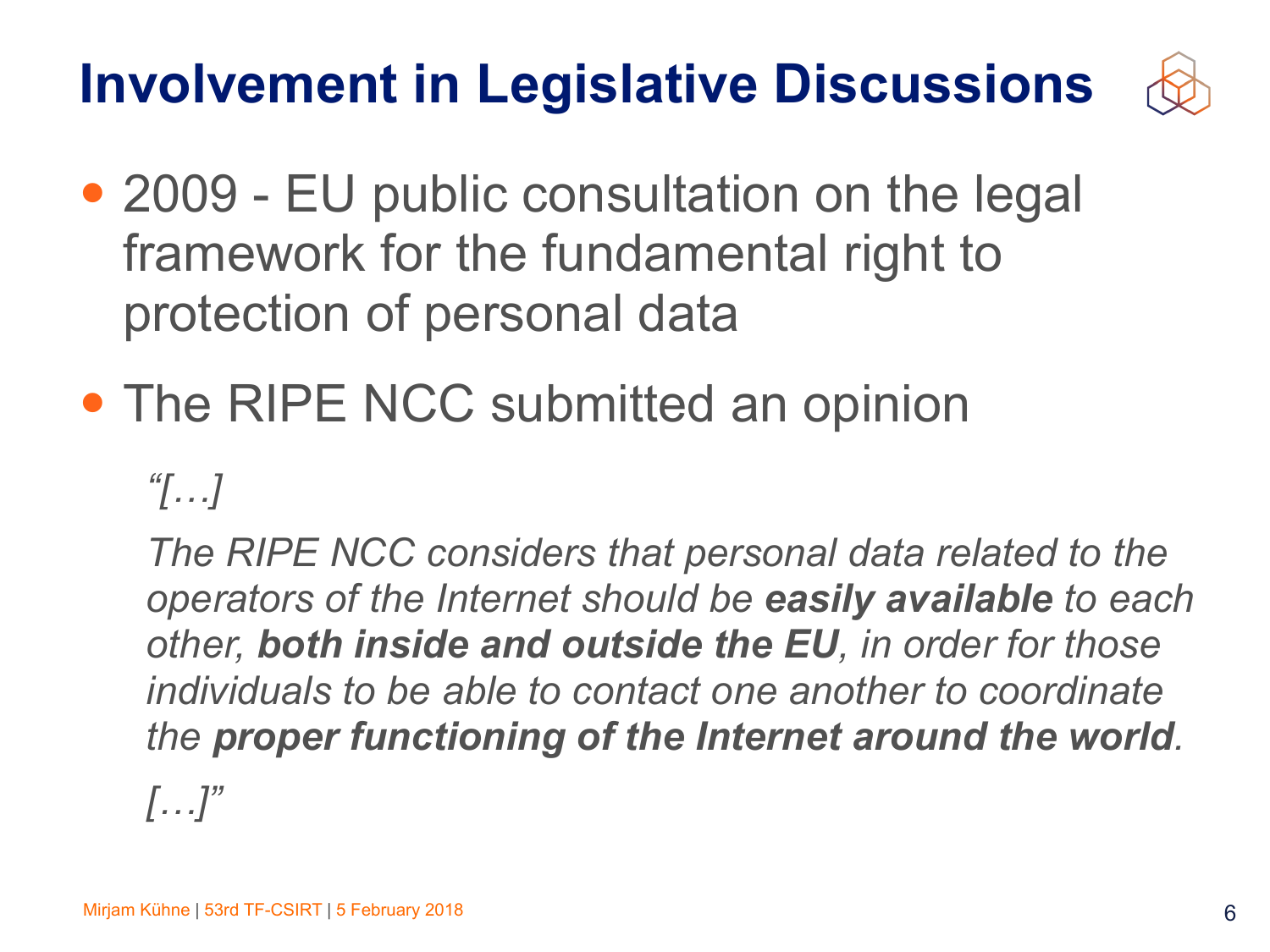# Involvement in Legislative Discussions

- 2009 - EU public consultation on the legal framework for the fundamental right to protection of personal data
- The RIPE NCC submitted an opinion

*"[…]*

*The RIPE NCC considers that personal data related to the operators of the Internet should be **easily available** to each other, **both inside and outside the EU**, in order for those individuals to be able to contact one another to coordinate the **proper functioning of the Internet around the world**.*

*[…]"*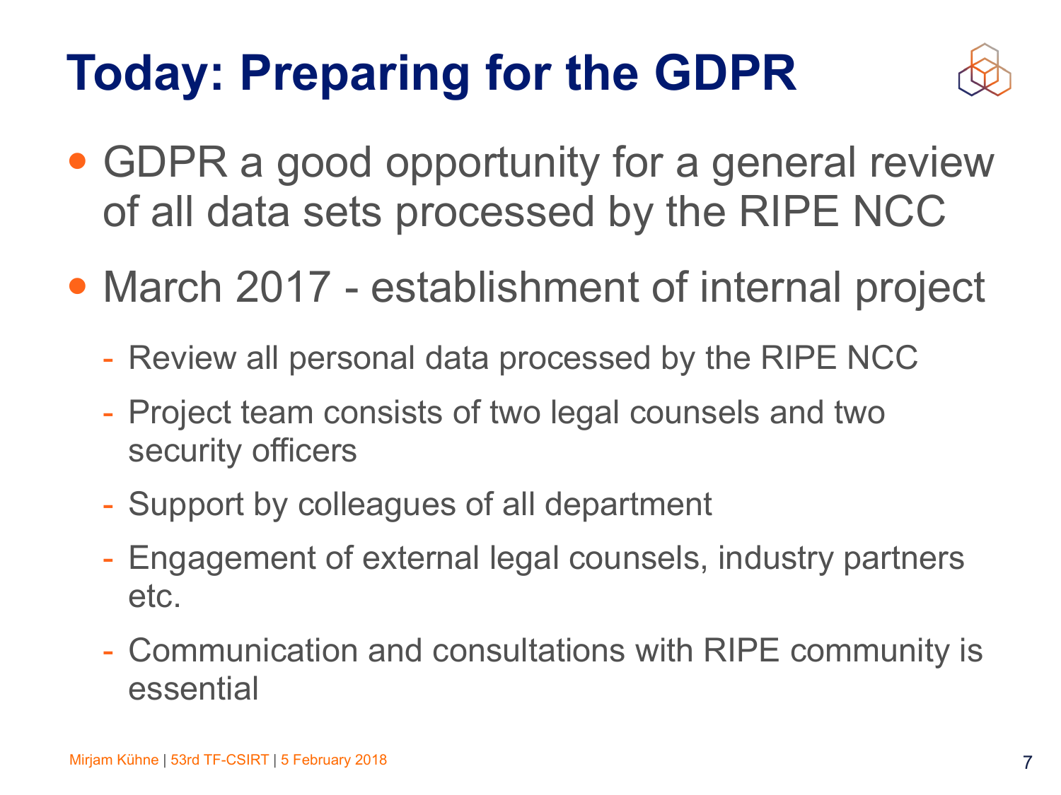# Today: Preparing for the GDPR

- GDPR a good opportunity for a general review of all data sets processed by the RIPE NCC
- March 2017 - establishment of internal project
  - Review all personal data processed by the RIPE NCC
  - Project team consists of two legal counsels and two security officers
  - Support by colleagues of all department
  - Engagement of external legal counsels, industry partners etc.
  - Communication and consultations with RIPE community is essential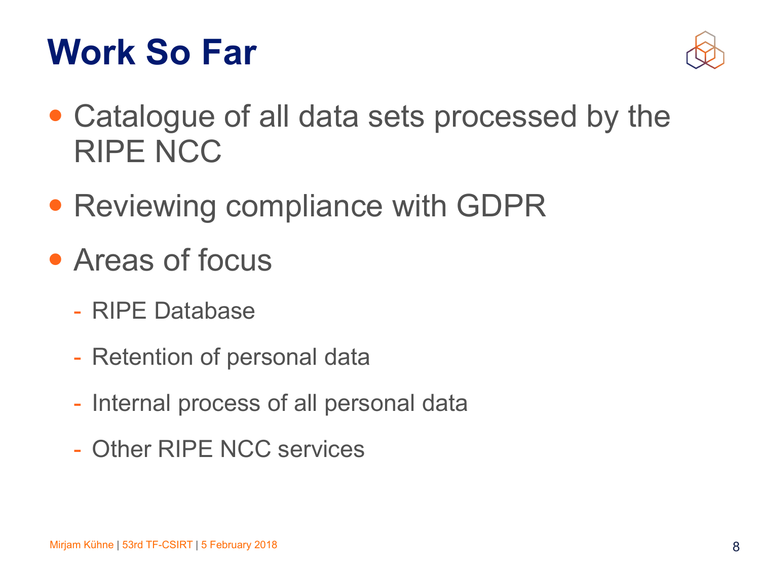# Work So Far

- Catalogue of all data sets processed by the RIPE NCC
- Reviewing compliance with GDPR
- Areas of focus
  - RIPE Database
  - Retention of personal data
  - Internal process of all personal data
  - Other RIPE NCC services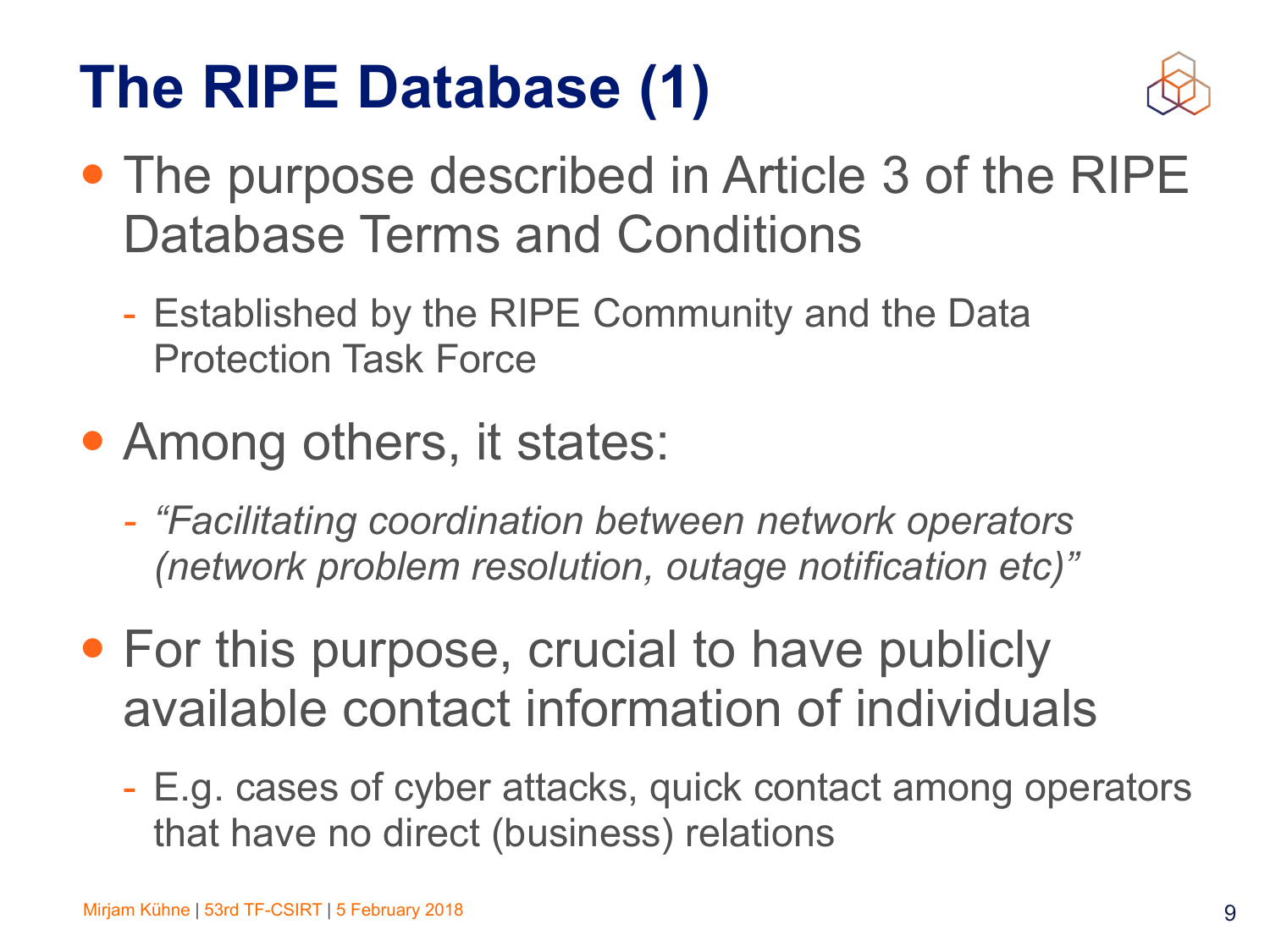# The RIPE Database (1)

- The purpose described in Article 3 of the RIPE Database Terms and Conditions
  - Established by the RIPE Community and the Data Protection Task Force
- Among others, it states:
  - *"Facilitating coordination between network operators (network problem resolution, outage notification etc)"*
- For this purpose, crucial to have publicly available contact information of individuals
  - E.g. cases of cyber attacks, quick contact among operators that have no direct (business) relations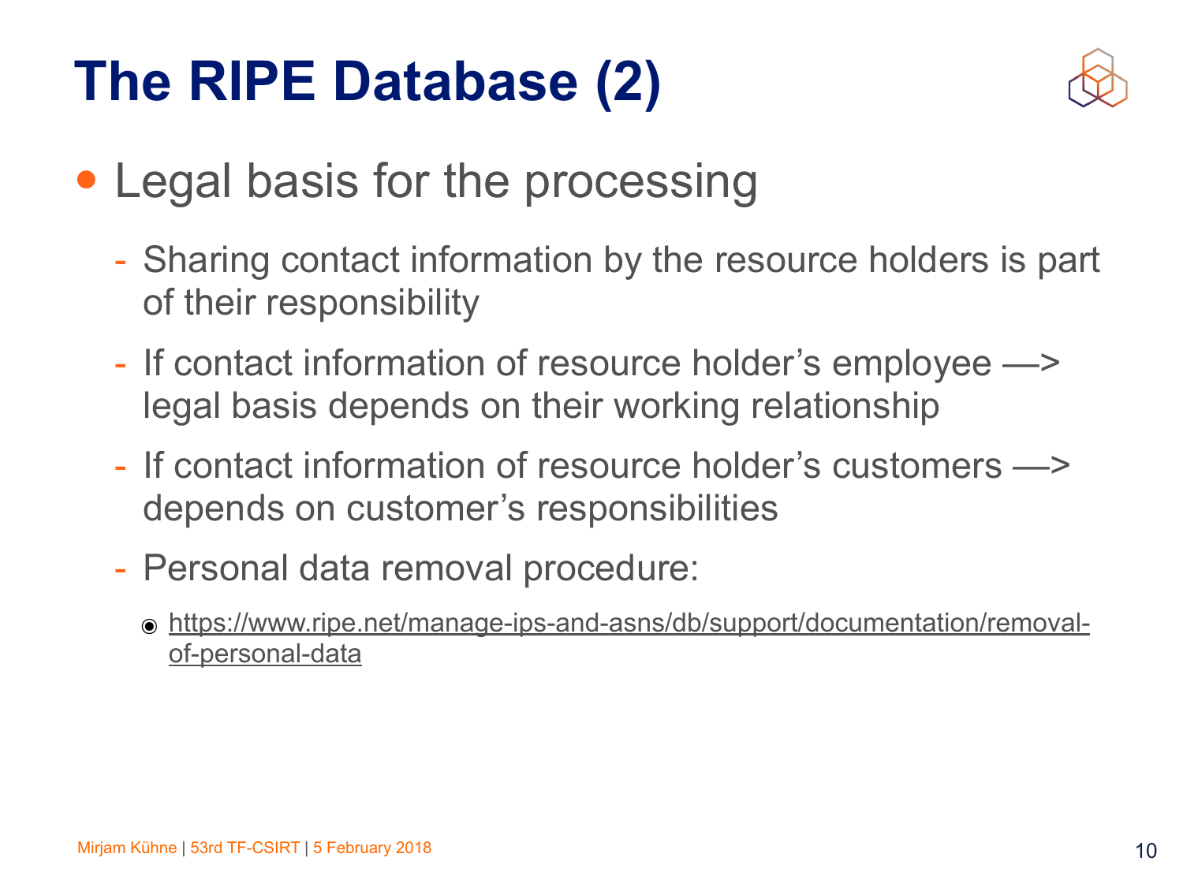# The RIPE Database (2)

- Legal basis for the processing
  - Sharing contact information by the resource holders is part of their responsibility
  - If contact information of resource holder's employee —> legal basis depends on their working relationship
  - If contact information of resource holder's customers —> depends on customer's responsibilities
  - Personal data removal procedure:
    - https://www.ripe.net/manage-ips-and-asns/db/support/documentation/removal-of-personal-data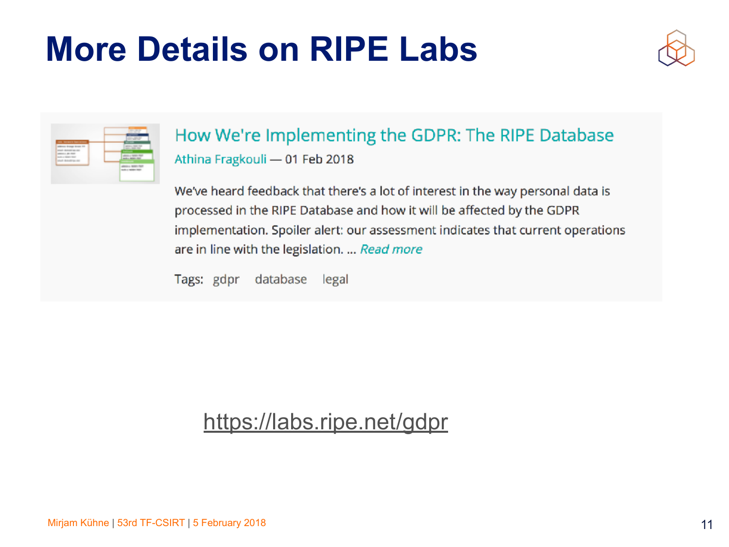# More Details on RIPE Labs

## How We're Implementing the GDPR: The RIPE Database

Athina Fragkouli — 01 Feb 2018

We've heard feedback that there's a lot of interest in the way personal data is processed in the RIPE Database and how it will be affected by the GDPR implementation. Spoiler alert: our assessment indicates that current operations are in line with the legislation. ... *Read more*

Tags: gdpr database legal

https://labs.ripe.net/gdpr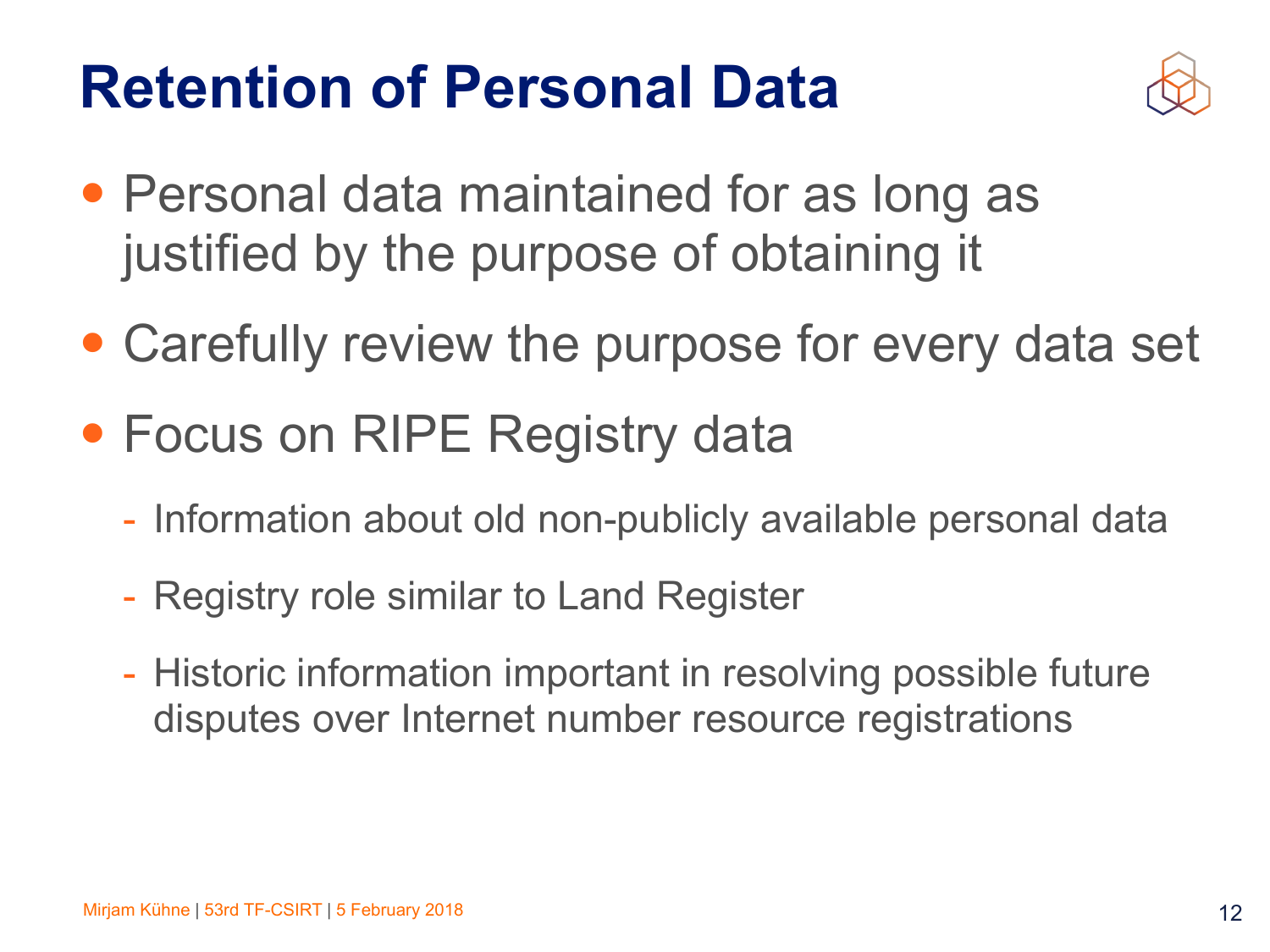# Retention of Personal Data

- Personal data maintained for as long as justified by the purpose of obtaining it
- Carefully review the purpose for every data set
- Focus on RIPE Registry data
  - Information about old non-publicly available personal data
  - Registry role similar to Land Register
  - Historic information important in resolving possible future disputes over Internet number resource registrations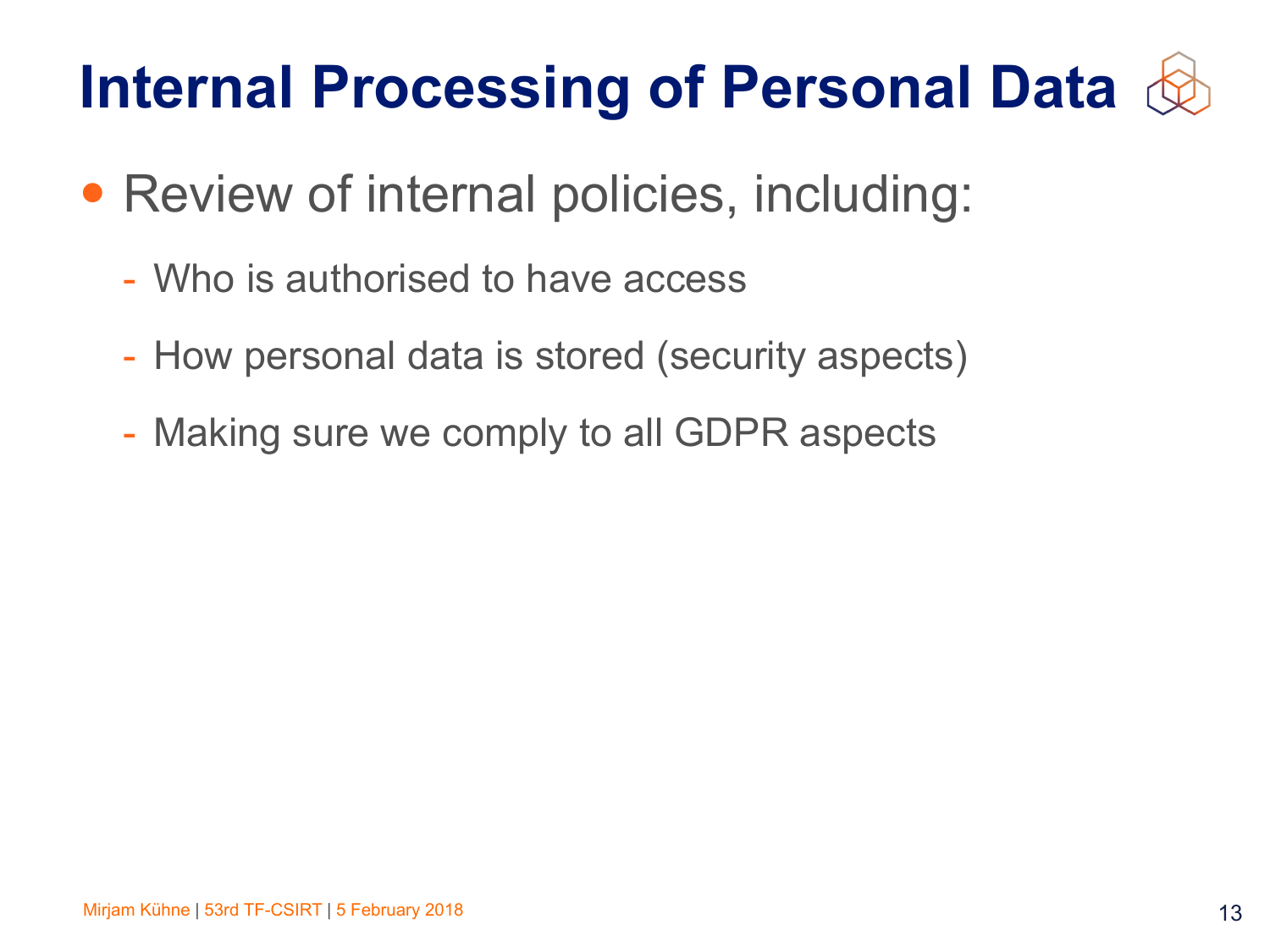# Internal Processing of Personal Data

- Review of internal policies, including:
  - Who is authorised to have access
  - How personal data is stored (security aspects)
  - Making sure we comply to all GDPR aspects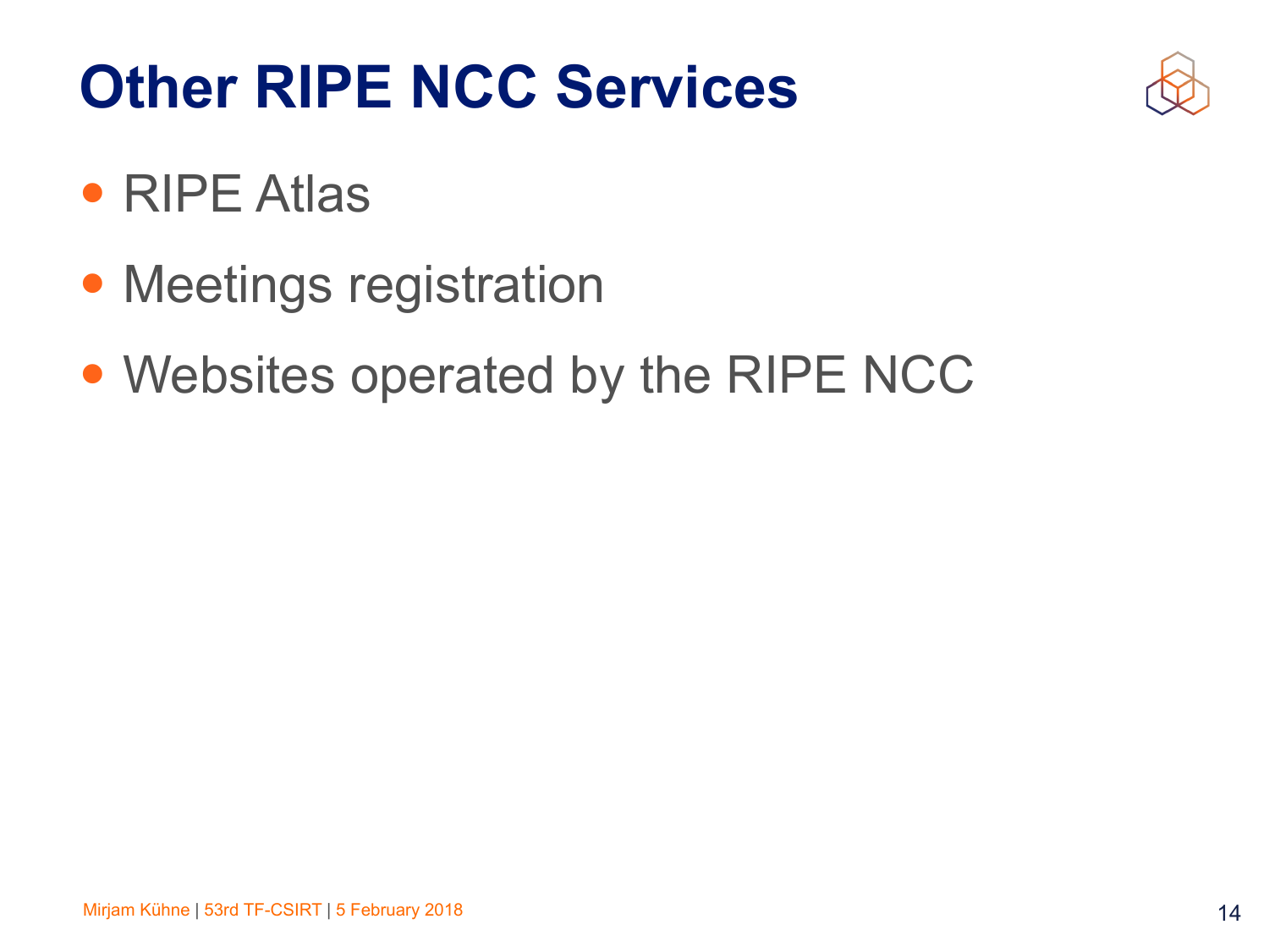# Other RIPE NCC Services

- RIPE Atlas
- Meetings registration
- Websites operated by the RIPE NCC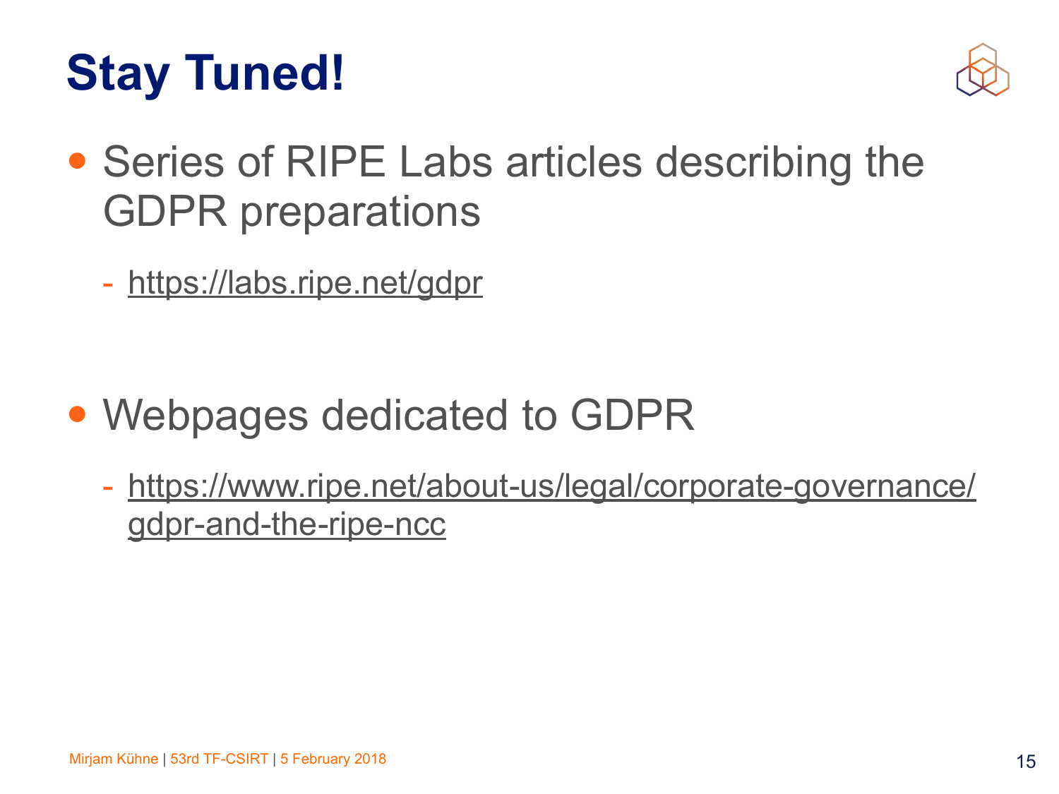# Stay Tuned!

- Series of RIPE Labs articles describing the GDPR preparations
  - https://labs.ripe.net/gdpr

- Webpages dedicated to GDPR
  - https://www.ripe.net/about-us/legal/corporate-governance/gdpr-and-the-ripe-ncc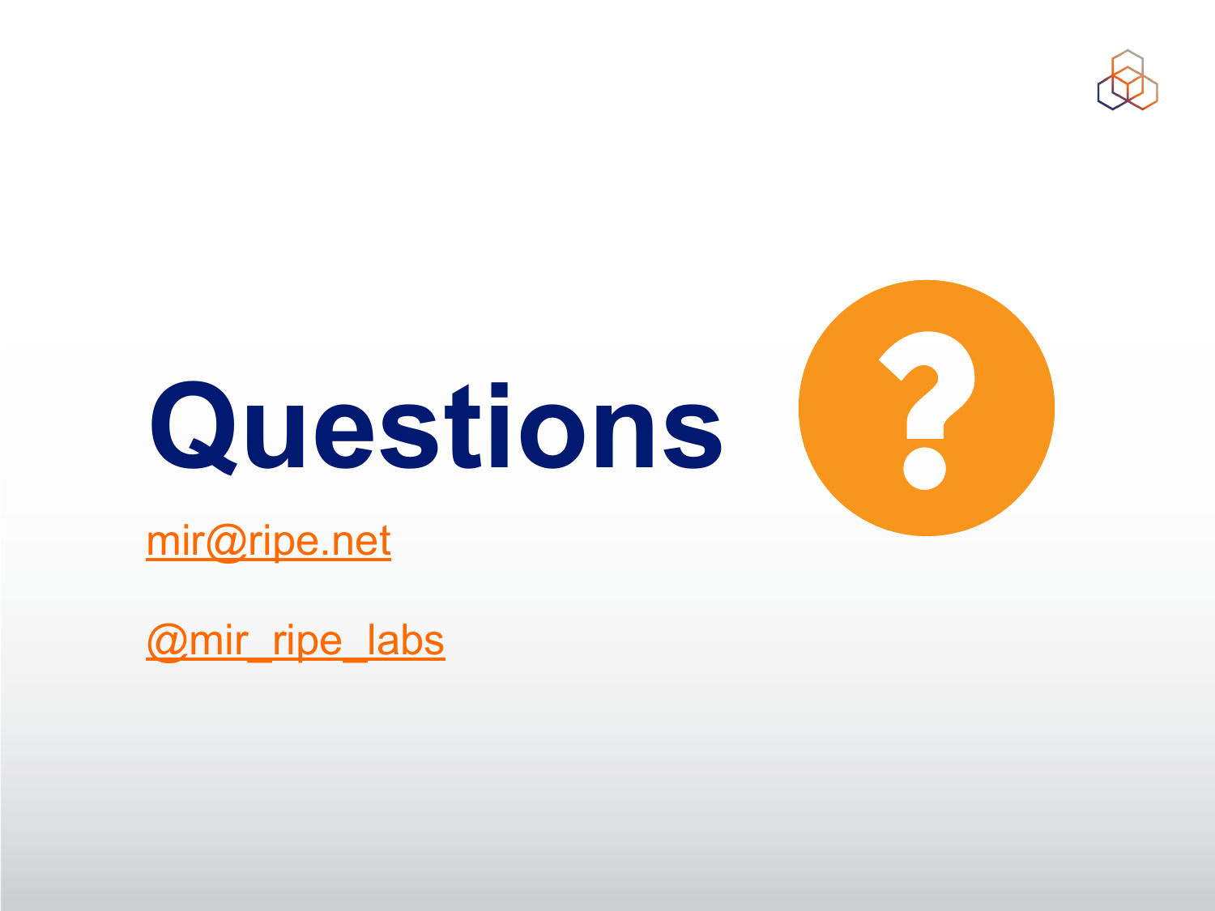# Questions

mir@ripe.net

@mir_ripe_labs